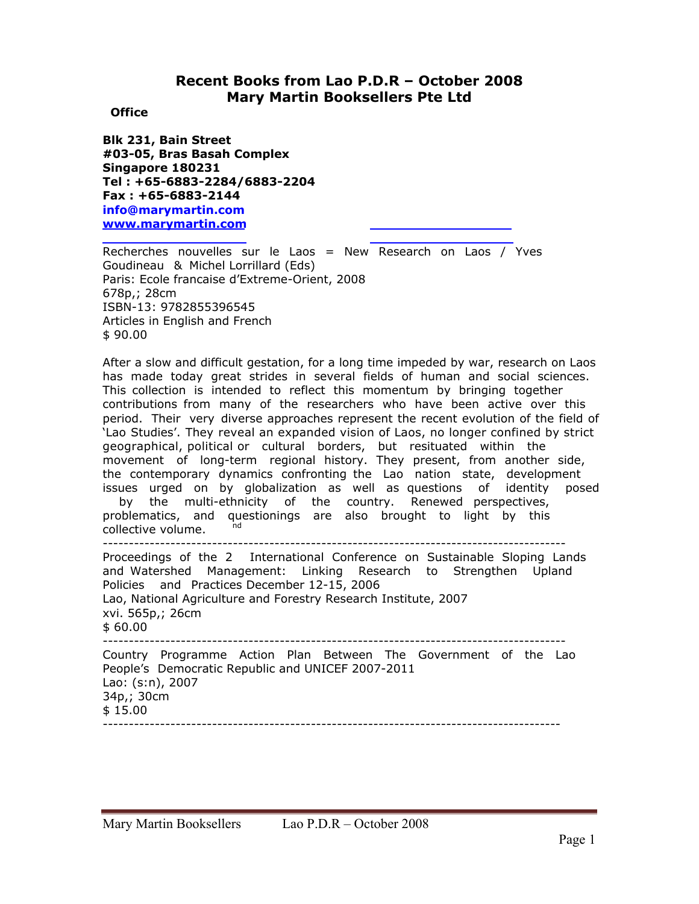# Recent Books from Lao P.D.R – October 2008
# Mary Martin Booksellers Pte Ltd

**Office**

**Blk 231, Bain Street**
**#03-05, Bras Basah Complex**
**Singapore 180231**
**Tel : +65-6883-2284/6883-2204**
**Fax : +65-6883-2144**
**info@marymartin.com**
**www.marymartin.com**

Recherches nouvelles sur le Laos = New Research on Laos / Yves Goudineau & Michel Lorrillard (Eds)
Paris: Ecole francaise d'Extreme-Orient, 2008
678p,; 28cm
ISBN-13: 9782855396545
Articles in English and French
$ 90.00

After a slow and difficult gestation, for a long time impeded by war, research on Laos has made today great strides in several fields of human and social sciences. This collection is intended to reflect this momentum by bringing together contributions from many of the researchers who have been active over this period. Their very diverse approaches represent the recent evolution of the field of 'Lao Studies'. They reveal an expanded vision of Laos, no longer confined by strict geographical, political or cultural borders, but resituated within the movement of long-term regional history. They present, from another side, the contemporary dynamics confronting the Lao nation state, development issues urged on by globalization as well as questions of identity posed by the multi-ethnicity of the country. Renewed perspectives, problematics, and questionings are also brought to light by this collective volume.

---

Proceedings of the 2nd International Conference on Sustainable Sloping Lands and Watershed Management: Linking Research to Strengthen Upland Policies and Practices December 12-15, 2006
Lao, National Agriculture and Forestry Research Institute, 2007
xvi. 565p,; 26cm
$ 60.00

---

Country Programme Action Plan Between The Government of the Lao People's Democratic Republic and UNICEF 2007-2011
Lao: (s:n), 2007
34p,; 30cm
$ 15.00

---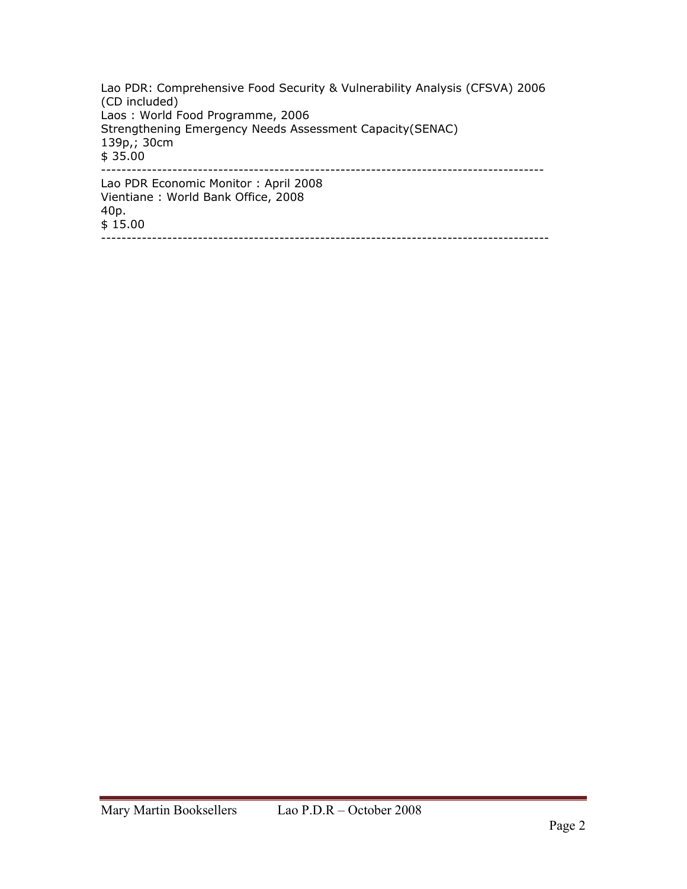Lao PDR: Comprehensive Food Security & Vulnerability Analysis (CFSVA) 2006 (CD included)
Laos : World Food Programme, 2006
Strengthening Emergency Needs Assessment Capacity(SENAC)
139p,; 30cm
$ 35.00

---

Lao PDR Economic Monitor : April 2008
Vientiane : World Bank Office, 2008
40p.
$ 15.00

---